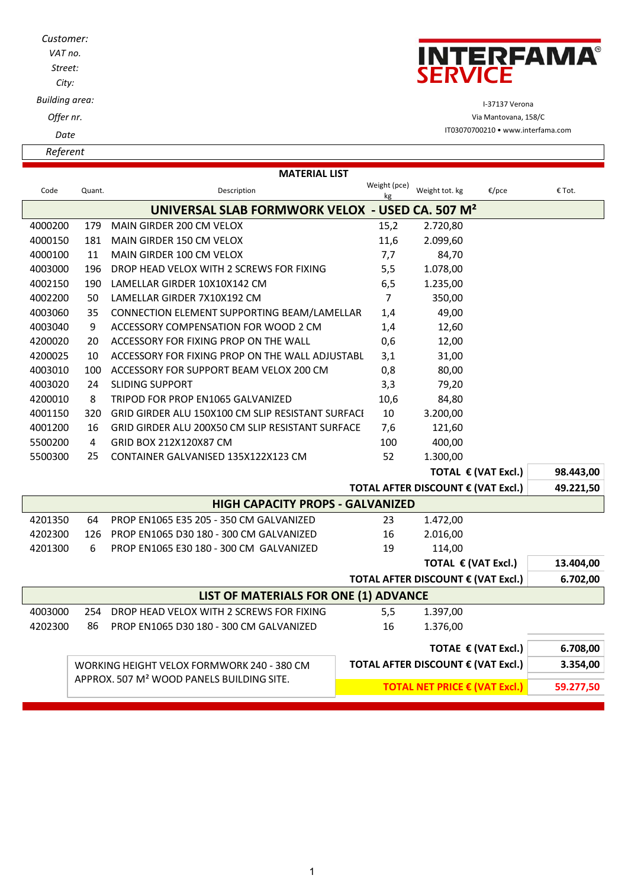Customer:
VAT no.
Street:
City:
Building area:
Offer nr.
Date
Referent

**INTERFAMA® SERVICE**

I-37137 Verona
Via Mantovana, 158/C
IT03070700210 • www.interfama.com

## MATERIAL LIST

| Code | Quant. | Description | Weight (pce) kg | Weight tot. kg | €/pce | € Tot. |
|---|---|---|---|---|---|---|
| **UNIVERSAL SLAB FORMWORK VELOX - USED CA. 507 M²** | | | | | | |
| 4000200 | 179 | MAIN GIRDER 200 CM VELOX | 15,2 | 2.720,80 | | |
| 4000150 | 181 | MAIN GIRDER 150 CM VELOX | 11,6 | 2.099,60 | | |
| 4000100 | 11 | MAIN GIRDER 100 CM VELOX | 7,7 | 84,70 | | |
| 4003000 | 196 | DROP HEAD VELOX WITH 2 SCREWS FOR FIXING | 5,5 | 1.078,00 | | |
| 4002150 | 190 | LAMELLAR GIRDER 10X10X142 CM | 6,5 | 1.235,00 | | |
| 4002200 | 50 | LAMELLAR GIRDER 7X10X192 CM | 7 | 350,00 | | |
| 4003060 | 35 | CONNECTION ELEMENT SUPPORTING BEAM/LAMELLAR | 1,4 | 49,00 | | |
| 4003040 | 9 | ACCESSORY COMPENSATION FOR WOOD 2 CM | 1,4 | 12,60 | | |
| 4200020 | 20 | ACCESSORY FOR FIXING PROP ON THE WALL | 0,6 | 12,00 | | |
| 4200025 | 10 | ACCESSORY FOR FIXING PROP ON THE WALL ADJUSTABL | 3,1 | 31,00 | | |
| 4003010 | 100 | ACCESSORY FOR SUPPORT BEAM VELOX 200 CM | 0,8 | 80,00 | | |
| 4003020 | 24 | SLIDING SUPPORT | 3,3 | 79,20 | | |
| 4200010 | 8 | TRIPOD FOR PROP EN1065 GALVANIZED | 10,6 | 84,80 | | |
| 4001150 | 320 | GRID GIRDER ALU 150X100 CM SLIP RESISTANT SURFACE | 10 | 3.200,00 | | |
| 4001200 | 16 | GRID GIRDER ALU 200X50 CM SLIP RESISTANT SURFACE | 7,6 | 121,60 | | |
| 5500200 | 4 | GRID BOX 212X120X87 CM | 100 | 400,00 | | |
| 5500300 | 25 | CONTAINER GALVANISED 135X122X123 CM | 52 | 1.300,00 | | |
| | | | | | **TOTAL € (VAT Excl.)** | **98.443,00** |
| | | | | | **TOTAL AFTER DISCOUNT € (VAT Excl.)** | **49.221,50** |
| **HIGH CAPACITY PROPS - GALVANIZED** | | | | | | |
| 4201350 | 64 | PROP EN1065 E35 205 - 350 CM GALVANIZED | 23 | 1.472,00 | | |
| 4202300 | 126 | PROP EN1065 D30 180 - 300 CM GALVANIZED | 16 | 2.016,00 | | |
| 4201300 | 6 | PROP EN1065 E30 180 - 300 CM GALVANIZED | 19 | 114,00 | | |
| | | | | | **TOTAL € (VAT Excl.)** | **13.404,00** |
| | | | | | **TOTAL AFTER DISCOUNT € (VAT Excl.)** | **6.702,00** |
| **LIST OF MATERIALS FOR ONE (1) ADVANCE** | | | | | | |
| 4003000 | 254 | DROP HEAD VELOX WITH 2 SCREWS FOR FIXING | 5,5 | 1.397,00 | | |
| 4202300 | 86 | PROP EN1065 D30 180 - 300 CM GALVANIZED | 16 | 1.376,00 | | |
| | | | | | **TOTAE € (VAT Excl.)** | **6.708,00** |
| | | | | | **TOTAL AFTER DISCOUNT € (VAT Excl.)** | **3.354,00** |
| | | | | | **TOTAL NET PRICE € (VAT Excl.)** | **59.277,50** |

WORKING HEIGHT VELOX FORMWORK 240 - 380 CM
APPROX. 507 M² WOOD PANELS BUILDING SITE.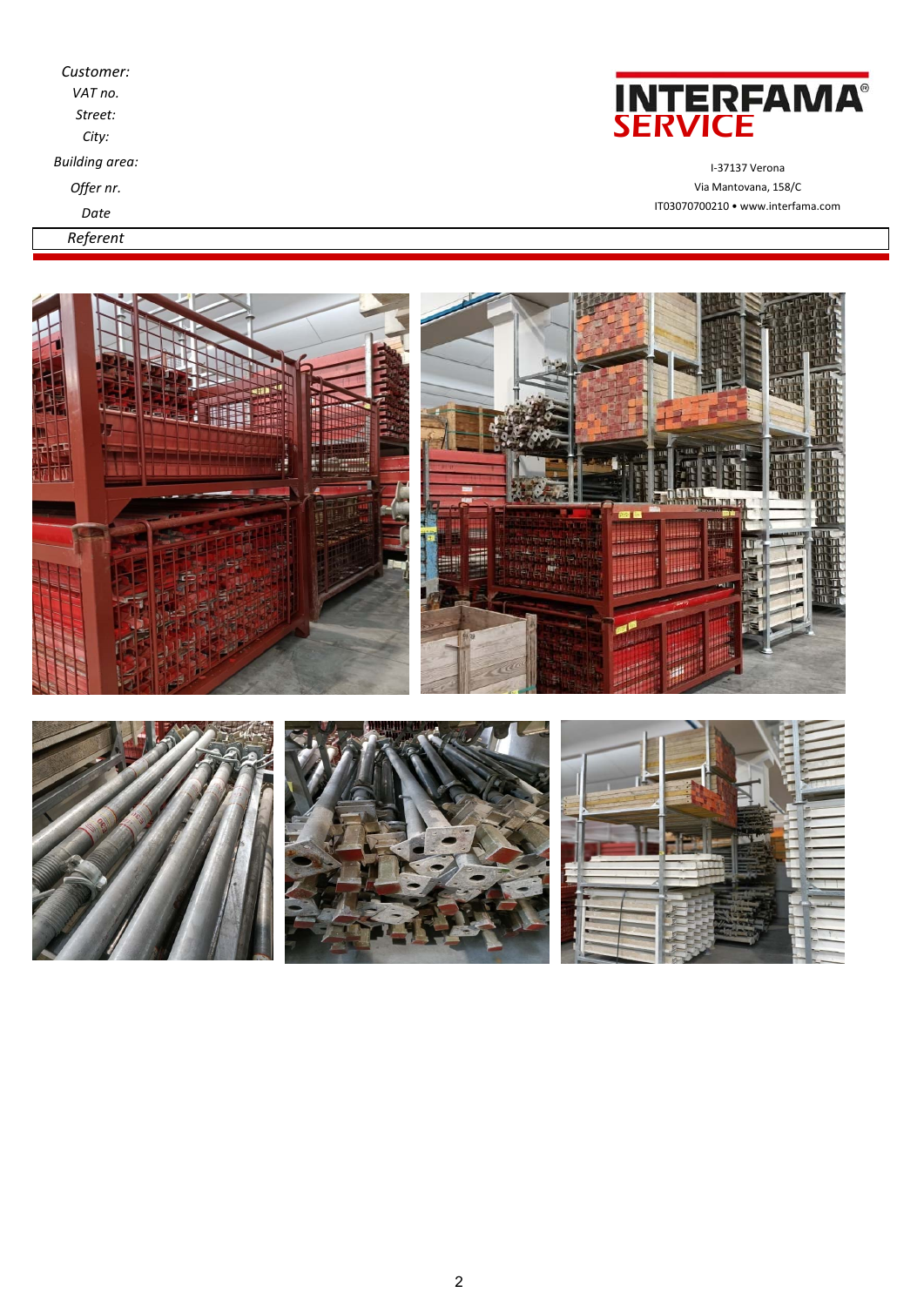Customer:

VAT no.

Street:

City:

Building area:

Offer nr.

Date

Referent

INTERFAMA®
SERVICE

I-37137 Verona

Via Mantovana, 158/C

IT03070700210 • www.interfama.com